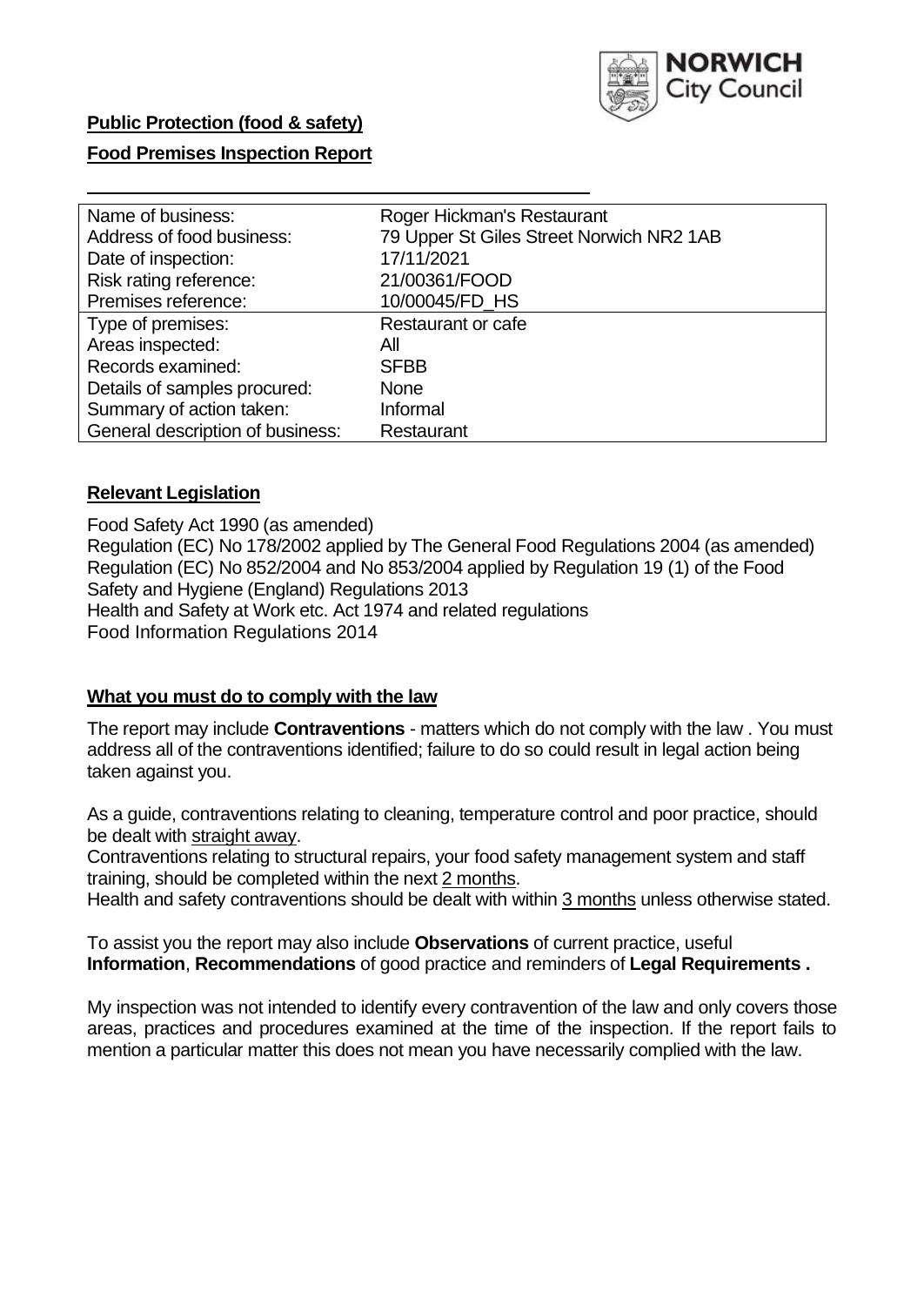**Public Protection (food & safety)**

**Food Premises Inspection Report**

| Name of business: | Roger Hickman's Restaurant |
|---|---|
| Address of food business: | 79 Upper St Giles Street Norwich NR2 1AB |
| Date of inspection: | 17/11/2021 |
| Risk rating reference: | 21/00361/FOOD |
| Premises reference: | 10/00045/FD_HS |
| Type of premises: | Restaurant or cafe |
| Areas inspected: | All |
| Records examined: | SFBB |
| Details of samples procured: | None |
| Summary of action taken: | Informal |
| General description of business: | Restaurant |

## Relevant Legislation

Food Safety Act 1990 (as amended)
Regulation (EC) No 178/2002 applied by The General Food Regulations 2004 (as amended)
Regulation (EC) No 852/2004 and No 853/2004 applied by Regulation 19 (1) of the Food Safety and Hygiene (England) Regulations 2013
Health and Safety at Work etc. Act 1974 and related regulations
Food Information Regulations 2014

## What you must do to comply with the law

The report may include **Contraventions** - matters which do not comply with the law . You must address all of the contraventions identified; failure to do so could result in legal action being taken against you.

As a guide, contraventions relating to cleaning, temperature control and poor practice, should be dealt with straight away.
Contraventions relating to structural repairs, your food safety management system and staff training, should be completed within the next 2 months.
Health and safety contraventions should be dealt with within 3 months unless otherwise stated.

To assist you the report may also include **Observations** of current practice, useful **Information**, **Recommendations** of good practice and reminders of **Legal Requirements .**

My inspection was not intended to identify every contravention of the law and only covers those areas, practices and procedures examined at the time of the inspection. If the report fails to mention a particular matter this does not mean you have necessarily complied with the law.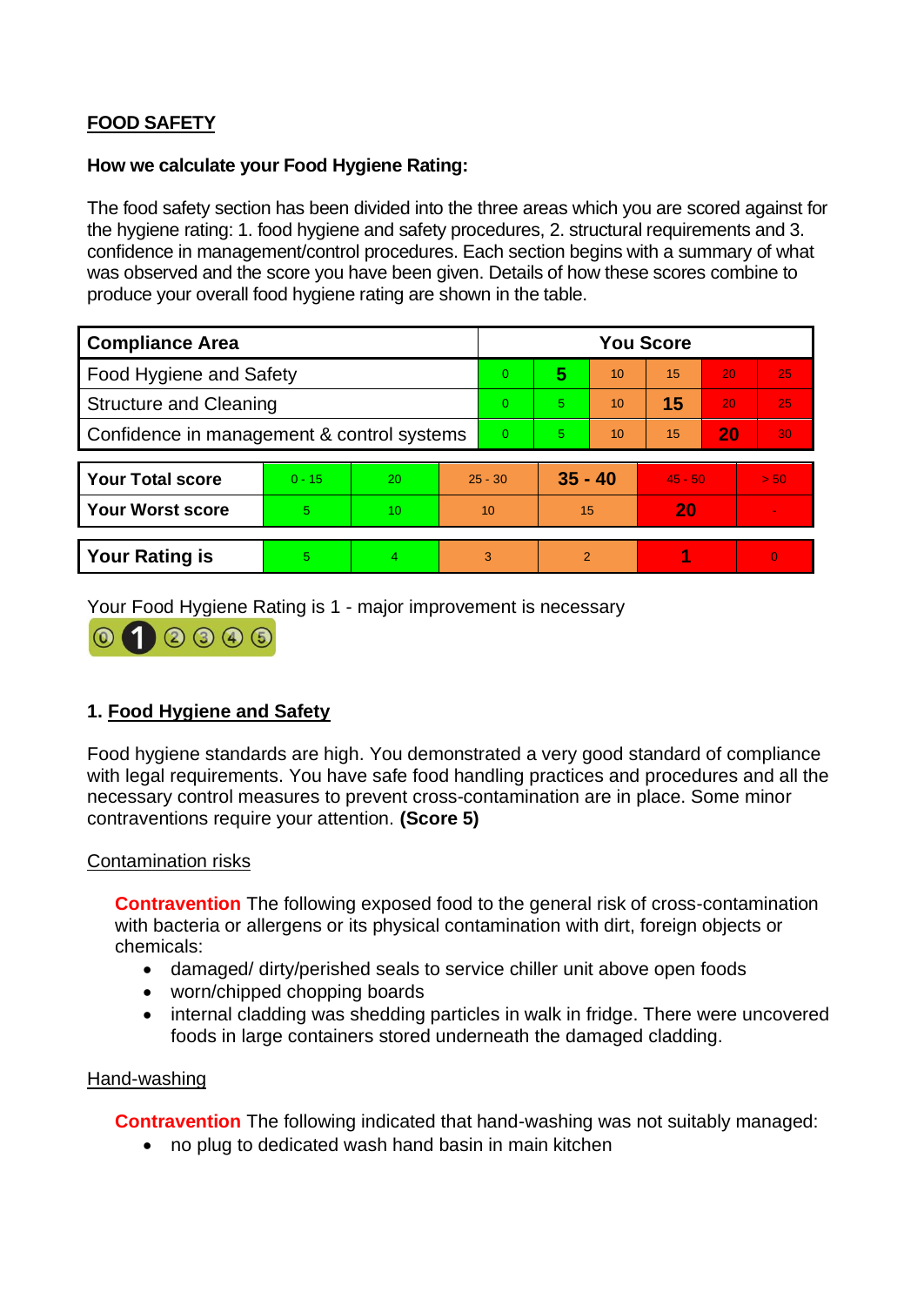**FOOD SAFETY**

**How we calculate your Food Hygiene Rating:**

The food safety section has been divided into the three areas which you are scored against for the hygiene rating: 1. food hygiene and safety procedures, 2. structural requirements and 3. confidence in management/control procedures. Each section begins with a summary of what was observed and the score you have been given. Details of how these scores combine to produce your overall food hygiene rating are shown in the table.

| Compliance Area | You Score | | | | | |
|---|---|---|---|---|---|---|
| Food Hygiene and Safety | 0 | **5** | 10 | 15 | 20 | 25 |
| Structure and Cleaning | 0 | 5 | 10 | **15** | 20 | 25 |
| Confidence in management & control systems | 0 | 5 | 10 | 15 | **20** | 30 |

| | | | | | | |
|---|---|---|---|---|---|---|
| **Your Total score** | 0 - 15 | 20 | 25 - 30 | **35 - 40** | 45 - 50 | > 50 |
| **Your Worst score** | 5 | 10 | 10 | 15 | **20** | - |
| **Your Rating is** | 5 | 4 | 3 | 2 | **1** | 0 |

Your Food Hygiene Rating is 1 - major improvement is necessary

## 1. Food Hygiene and Safety

Food hygiene standards are high. You demonstrated a very good standard of compliance with legal requirements. You have safe food handling practices and procedures and all the necessary control measures to prevent cross-contamination are in place. Some minor contraventions require your attention. **(Score 5)**

Contamination risks

**Contravention** The following exposed food to the general risk of cross-contamination with bacteria or allergens or its physical contamination with dirt, foreign objects or chemicals:

- damaged/ dirty/perished seals to service chiller unit above open foods
- worn/chipped chopping boards
- internal cladding was shedding particles in walk in fridge. There were uncovered foods in large containers stored underneath the damaged cladding.

Hand-washing

**Contravention** The following indicated that hand-washing was not suitably managed:

- no plug to dedicated wash hand basin in main kitchen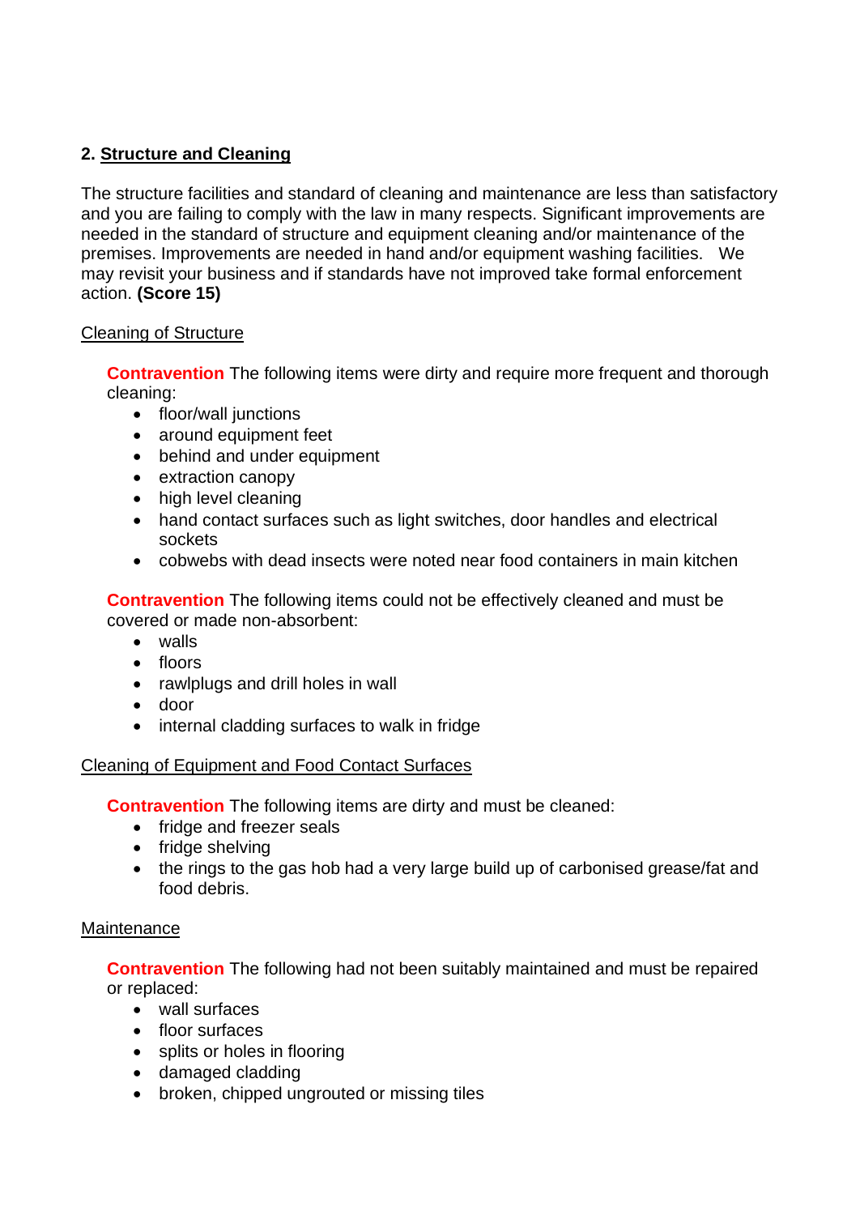## 2. Structure and Cleaning

The structure facilities and standard of cleaning and maintenance are less than satisfactory and you are failing to comply with the law in many respects. Significant improvements are needed in the standard of structure and equipment cleaning and/or maintenance of the premises. Improvements are needed in hand and/or equipment washing facilities. We may revisit your business and if standards have not improved take formal enforcement action. **(Score 15)**

Cleaning of Structure

**Contravention** The following items were dirty and require more frequent and thorough cleaning:

- floor/wall junctions
- around equipment feet
- behind and under equipment
- extraction canopy
- high level cleaning
- hand contact surfaces such as light switches, door handles and electrical sockets
- cobwebs with dead insects were noted near food containers in main kitchen

**Contravention** The following items could not be effectively cleaned and must be covered or made non-absorbent:

- walls
- floors
- rawlplugs and drill holes in wall
- door
- internal cladding surfaces to walk in fridge

Cleaning of Equipment and Food Contact Surfaces

**Contravention** The following items are dirty and must be cleaned:

- fridge and freezer seals
- fridge shelving
- the rings to the gas hob had a very large build up of carbonised grease/fat and food debris.

Maintenance

**Contravention** The following had not been suitably maintained and must be repaired or replaced:

- wall surfaces
- floor surfaces
- splits or holes in flooring
- damaged cladding
- broken, chipped ungrouted or missing tiles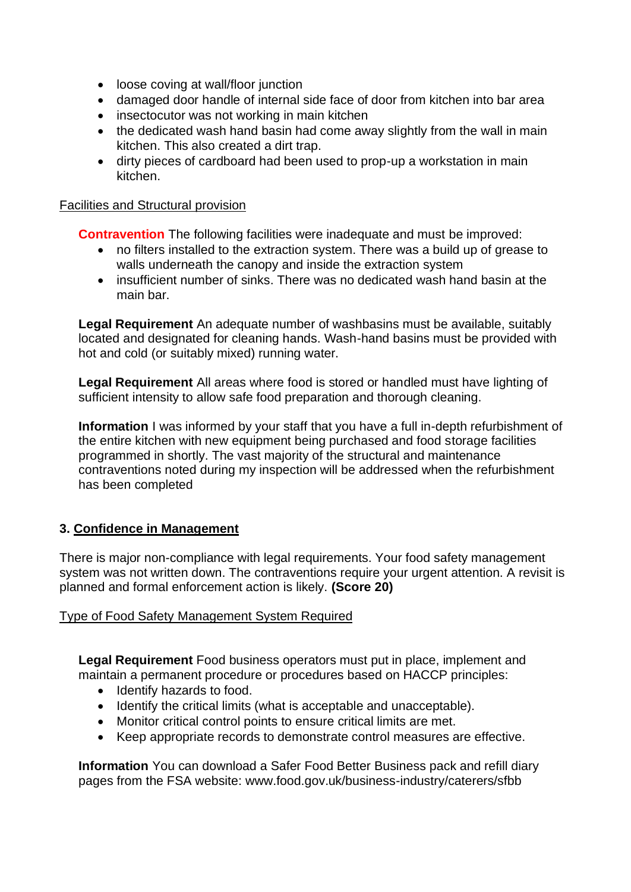- loose coving at wall/floor junction
- damaged door handle of internal side face of door from kitchen into bar area
- insectocutor was not working in main kitchen
- the dedicated wash hand basin had come away slightly from the wall in main kitchen. This also created a dirt trap.
- dirty pieces of cardboard had been used to prop-up a workstation in main kitchen.

Facilities and Structural provision

**Contravention** The following facilities were inadequate and must be improved:

- no filters installed to the extraction system. There was a build up of grease to walls underneath the canopy and inside the extraction system
- insufficient number of sinks. There was no dedicated wash hand basin at the main bar.

**Legal Requirement** An adequate number of washbasins must be available, suitably located and designated for cleaning hands. Wash-hand basins must be provided with hot and cold (or suitably mixed) running water.

**Legal Requirement** All areas where food is stored or handled must have lighting of sufficient intensity to allow safe food preparation and thorough cleaning.

**Information** I was informed by your staff that you have a full in-depth refurbishment of the entire kitchen with new equipment being purchased and food storage facilities programmed in shortly. The vast majority of the structural and maintenance contraventions noted during my inspection will be addressed when the refurbishment has been completed

## 3. Confidence in Management

There is major non-compliance with legal requirements. Your food safety management system was not written down. The contraventions require your urgent attention. A revisit is planned and formal enforcement action is likely. **(Score 20)**

Type of Food Safety Management System Required

**Legal Requirement** Food business operators must put in place, implement and maintain a permanent procedure or procedures based on HACCP principles:

- Identify hazards to food.
- Identify the critical limits (what is acceptable and unacceptable).
- Monitor critical control points to ensure critical limits are met.
- Keep appropriate records to demonstrate control measures are effective.

**Information** You can download a Safer Food Better Business pack and refill diary pages from the FSA website: www.food.gov.uk/business-industry/caterers/sfbb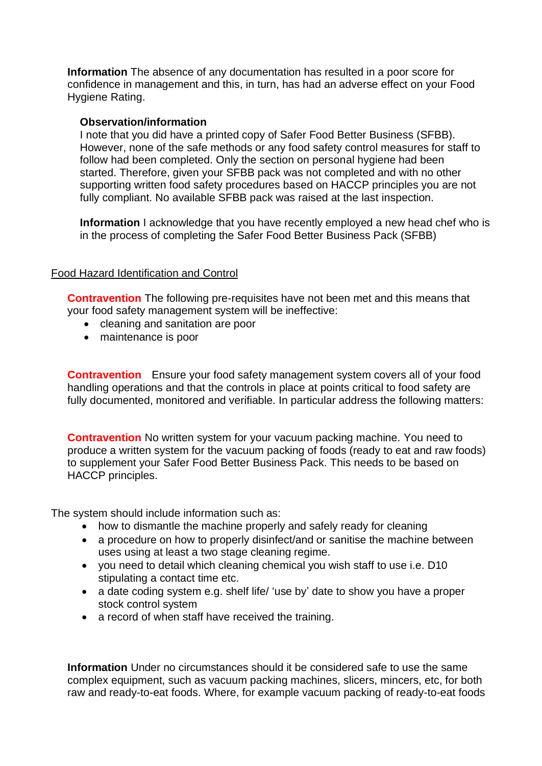**Information** The absence of any documentation has resulted in a poor score for confidence in management and this, in turn, has had an adverse effect on your Food Hygiene Rating.

**Observation/information**
I note that you did have a printed copy of Safer Food Better Business (SFBB). However, none of the safe methods or any food safety control measures for staff to follow had been completed. Only the section on personal hygiene had been started. Therefore, given your SFBB pack was not completed and with no other supporting written food safety procedures based on HACCP principles you are not fully compliant. No available SFBB pack was raised at the last inspection.

**Information** I acknowledge that you have recently employed a new head chef who is in the process of completing the Safer Food Better Business Pack (SFBB)

Food Hazard Identification and Control

**Contravention** The following pre-requisites have not been met and this means that your food safety management system will be ineffective:

- cleaning and sanitation are poor
- maintenance is poor

**Contravention** Ensure your food safety management system covers all of your food handling operations and that the controls in place at points critical to food safety are fully documented, monitored and verifiable. In particular address the following matters:

**Contravention** No written system for your vacuum packing machine. You need to produce a written system for the vacuum packing of foods (ready to eat and raw foods) to supplement your Safer Food Better Business Pack. This needs to be based on HACCP principles.

The system should include information such as:

- how to dismantle the machine properly and safely ready for cleaning
- a procedure on how to properly disinfect/and or sanitise the machine between uses using at least a two stage cleaning regime.
- you need to detail which cleaning chemical you wish staff to use i.e. D10 stipulating a contact time etc.
- a date coding system e.g. shelf life/ 'use by' date to show you have a proper stock control system
- a record of when staff have received the training.

**Information** Under no circumstances should it be considered safe to use the same complex equipment, such as vacuum packing machines, slicers, mincers, etc, for both raw and ready-to-eat foods. Where, for example vacuum packing of ready-to-eat foods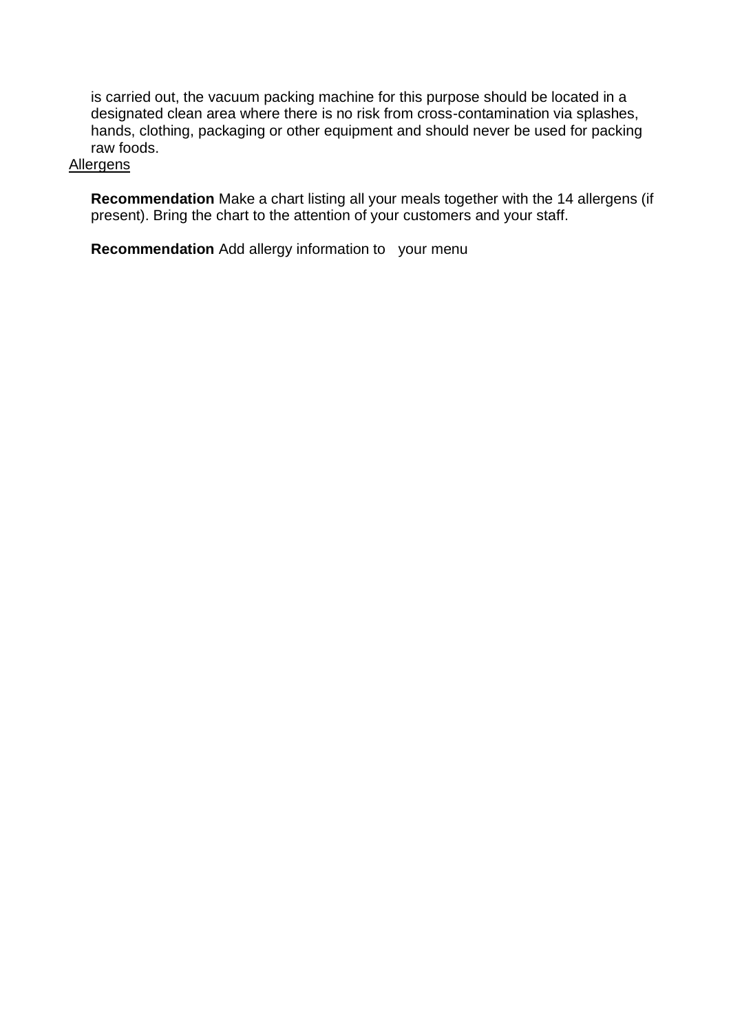is carried out, the vacuum packing machine for this purpose should be located in a designated clean area where there is no risk from cross-contamination via splashes, hands, clothing, packaging or other equipment and should never be used for packing raw foods.

Allergens

**Recommendation** Make a chart listing all your meals together with the 14 allergens (if present). Bring the chart to the attention of your customers and your staff.

**Recommendation** Add allergy information to your menu